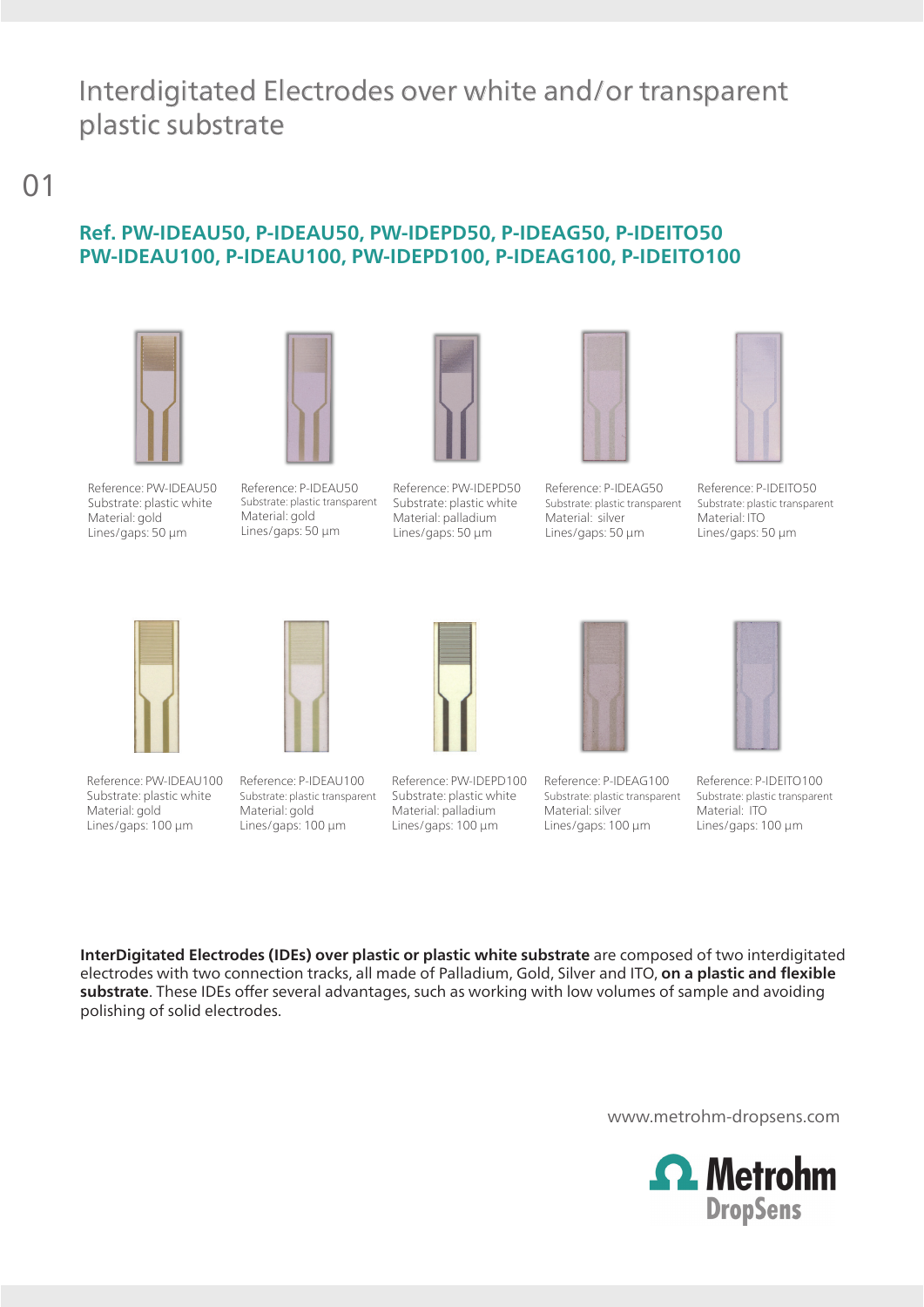# Interdigitated Electrodes over white and/or transparent plastic substrate

01

## Ref. PW-IDEAU50, P-IDEAU50, PW-IDEPD50, P-IDEAG50, P-IDEITO50 PW-IDEAU100, P-IDEAU100, PW-IDEPD100, P-IDEAG100, P-IDEITO100

Reference: PW-IDEAU50
Substrate: plastic white
Material: gold
Lines/gaps: 50 µm

Reference: P-IDEAU50
Substrate: plastic transparent
Material: gold
Lines/gaps: 50 µm

Reference: PW-IDEPD50
Substrate: plastic white
Material: palladium
Lines/gaps: 50 µm

Reference: P-IDEAG50
Substrate: plastic transparent
Material: silver
Lines/gaps: 50 µm

Reference: P-IDEITO50
Substrate: plastic transparent
Material: ITO
Lines/gaps: 50 µm

Reference: PW-IDEAU100
Substrate: plastic white
Material: gold
Lines/gaps: 100 µm

Reference: P-IDEAU100
Substrate: plastic transparent
Material: gold
Lines/gaps: 100 µm

Reference: PW-IDEPD100
Substrate: plastic white
Material: palladium
Lines/gaps: 100 µm

Reference: P-IDEAG100
Substrate: plastic transparent
Material: silver
Lines/gaps: 100 µm

Reference: P-IDEITO100
Substrate: plastic transparent
Material: ITO
Lines/gaps: 100 µm

**InterDigitated Electrodes (IDEs) over plastic or plastic white substrate** are composed of two interdigitated electrodes with two connection tracks, all made of Palladium, Gold, Silver and ITO, **on a plastic and flexible substrate**. These IDEs offer several advantages, such as working with low volumes of sample and avoiding polishing of solid electrodes.

www.metrohm-dropsens.com

Metrohm DropSens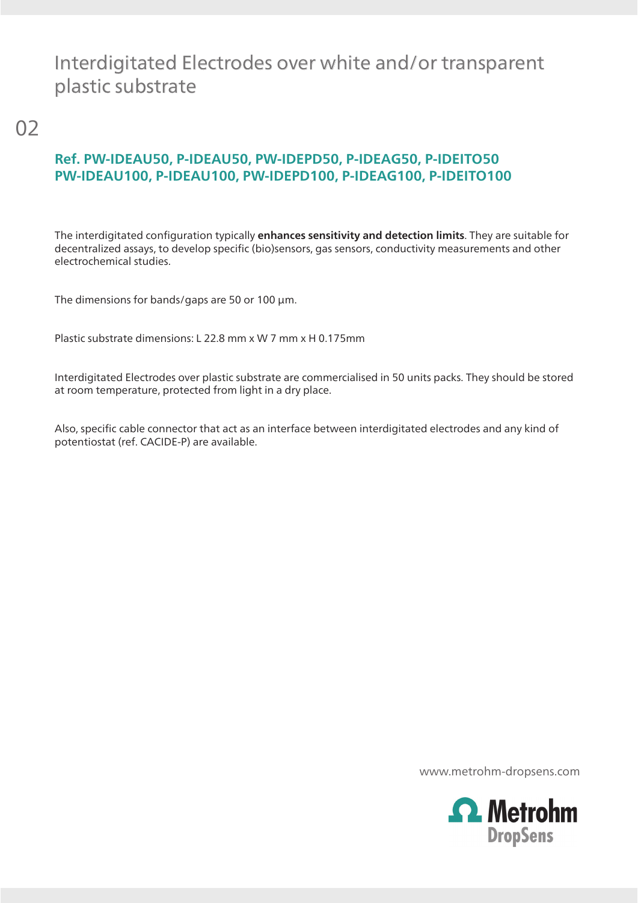# Interdigitated Electrodes over white and/or transparent plastic substrate

## Ref. PW-IDEAU50, P-IDEAU50, PW-IDEPD50, P-IDEAG50, P-IDEITO50 PW-IDEAU100, P-IDEAU100, PW-IDEPD100, P-IDEAG100, P-IDEITO100

The interdigitated configuration typically **enhances sensitivity and detection limits**. They are suitable for decentralized assays, to develop specific (bio)sensors, gas sensors, conductivity measurements and other electrochemical studies.

The dimensions for bands/gaps are 50 or 100 µm.

Plastic substrate dimensions: L 22.8 mm x W 7 mm x H 0.175mm

Interdigitated Electrodes over plastic substrate are commercialised in 50 units packs. They should be stored at room temperature, protected from light in a dry place.

Also, specific cable connector that act as an interface between interdigitated electrodes and any kind of potentiostat (ref. CACIDE-P) are available.

www.metrohm-dropsens.com

Metrohm DropSens